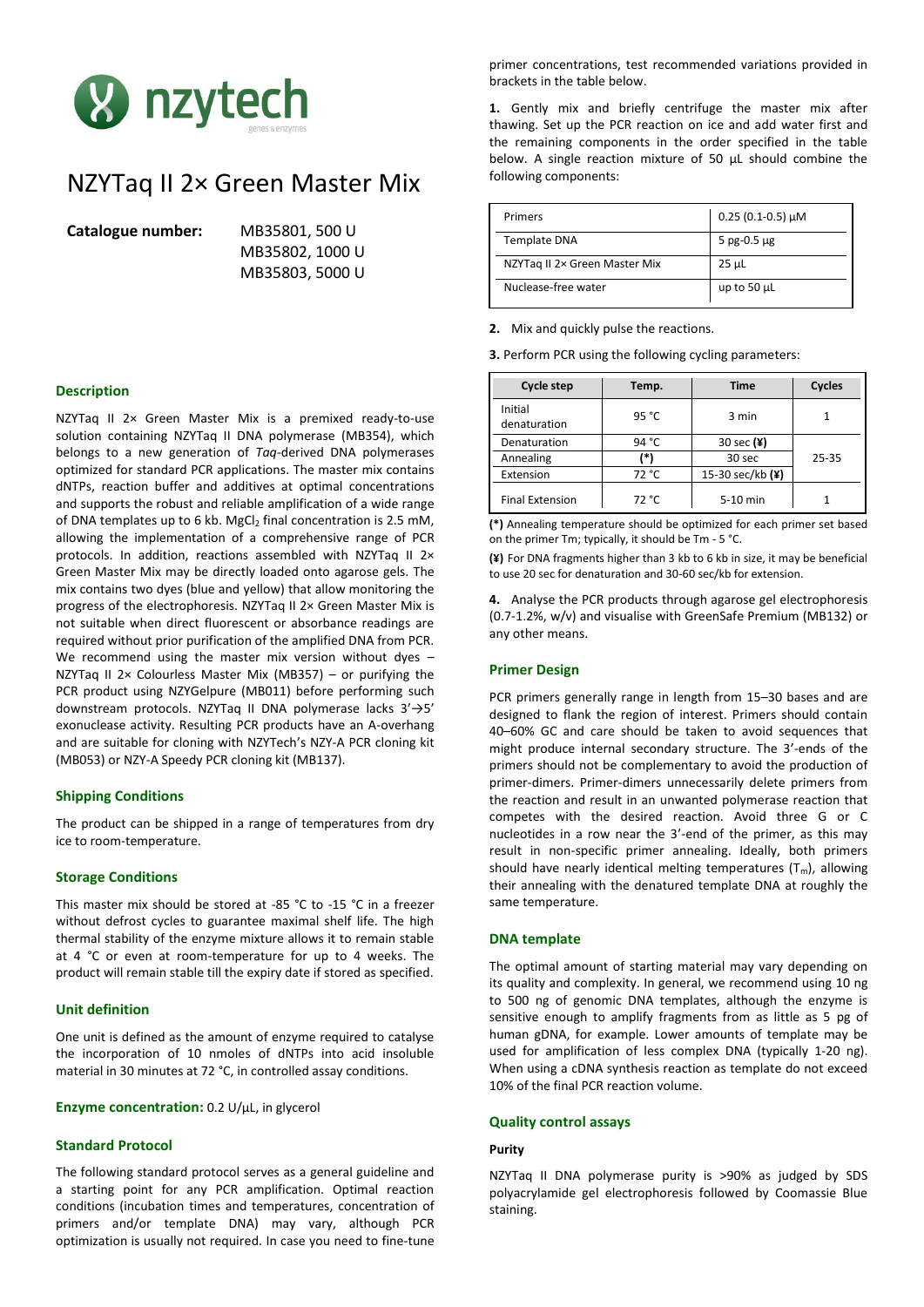# NZYTaq II 2× Green Master Mix

**Catalogue number:** MB35801, 500 U
MB35802, 1000 U
MB35803, 5000 U

## Description

NZYTaq II 2× Green Master Mix is a premixed ready-to-use solution containing NZYTaq II DNA polymerase (MB354), which belongs to a new generation of *Taq*-derived DNA polymerases optimized for standard PCR applications. The master mix contains dNTPs, reaction buffer and additives at optimal concentrations and supports the robust and reliable amplification of a wide range of DNA templates up to 6 kb. $MgCl_2$ final concentration is 2.5 mM, allowing the implementation of a comprehensive range of PCR protocols. In addition, reactions assembled with NZYTaq II 2× Green Master Mix may be directly loaded onto agarose gels. The mix contains two dyes (blue and yellow) that allow monitoring the progress of the electrophoresis. NZYTaq II 2× Green Master Mix is not suitable when direct fluorescent or absorbance readings are required without prior purification of the amplified DNA from PCR. We recommend using the master mix version without dyes – NZYTaq II 2× Colourless Master Mix (MB357) – or purifying the PCR product using NZYGelpure (MB011) before performing such downstream protocols. NZYTaq II DNA polymerase lacks 3'→5' exonuclease activity. Resulting PCR products have an A-overhang and are suitable for cloning with NZYTech's NZY-A PCR cloning kit (MB053) or NZY-A Speedy PCR cloning kit (MB137).

## Shipping Conditions

The product can be shipped in a range of temperatures from dry ice to room-temperature.

## Storage Conditions

This master mix should be stored at -85 °C to -15 °C in a freezer without defrost cycles to guarantee maximal shelf life. The high thermal stability of the enzyme mixture allows it to remain stable at 4 °C or even at room-temperature for up to 4 weeks. The product will remain stable till the expiry date if stored as specified.

## Unit definition

One unit is defined as the amount of enzyme required to catalyse the incorporation of 10 nmoles of dNTPs into acid insoluble material in 30 minutes at 72 °C, in controlled assay conditions.

**Enzyme concentration:** 0.2 U/µL, in glycerol

## Standard Protocol

The following standard protocol serves as a general guideline and a starting point for any PCR amplification. Optimal reaction conditions (incubation times and temperatures, concentration of primers and/or template DNA) may vary, although PCR optimization is usually not required. In case you need to fine-tune primer concentrations, test recommended variations provided in brackets in the table below.

**1.** Gently mix and briefly centrifuge the master mix after thawing. Set up the PCR reaction on ice and add water first and the remaining components in the order specified in the table below. A single reaction mixture of 50 µL should combine the following components:

| | |
|---|---|
| Primers | 0.25 (0.1-0.5) µM |
| Template DNA | 5 pg-0.5 µg |
| NZYTaq II 2× Green Master Mix | 25 µL |
| Nuclease-free water | up to 50 µL |

**2.** Mix and quickly pulse the reactions.

**3.** Perform PCR using the following cycling parameters:

| Cycle step | Temp. | Time | Cycles |
|---|---|---|---|
| Initial denaturation | 95 °C | 3 min | 1 |
| Denaturation | 94 °C | 30 sec **(¥)** | 25-35 |
| Annealing | **(\*)** | 30 sec | |
| Extension | 72 °C | 15-30 sec/kb **(¥)** | |
| Final Extension | 72 °C | 5-10 min | 1 |

**(\*)** Annealing temperature should be optimized for each primer set based on the primer Tm; typically, it should be Tm - 5 °C.

**(¥)** For DNA fragments higher than 3 kb to 6 kb in size, it may be beneficial to use 20 sec for denaturation and 30-60 sec/kb for extension.

**4.** Analyse the PCR products through agarose gel electrophoresis (0.7-1.2%, w/v) and visualise with GreenSafe Premium (MB132) or any other means.

## Primer Design

PCR primers generally range in length from 15–30 bases and are designed to flank the region of interest. Primers should contain 40–60% GC and care should be taken to avoid sequences that might produce internal secondary structure. The 3'-ends of the primers should not be complementary to avoid the production of primer-dimers. Primer-dimers unnecessarily delete primers from the reaction and result in an unwanted polymerase reaction that competes with the desired reaction. Avoid three G or C nucleotides in a row near the 3'-end of the primer, as this may result in non-specific primer annealing. Ideally, both primers should have nearly identical melting temperatures ($T_m$), allowing their annealing with the denatured template DNA at roughly the same temperature.

## DNA template

The optimal amount of starting material may vary depending on its quality and complexity. In general, we recommend using 10 ng to 500 ng of genomic DNA templates, although the enzyme is sensitive enough to amplify fragments from as little as 5 pg of human gDNA, for example. Lower amounts of template may be used for amplification of less complex DNA (typically 1-20 ng). When using a cDNA synthesis reaction as template do not exceed 10% of the final PCR reaction volume.

## Quality control assays

### Purity

NZYTaq II DNA polymerase purity is >90% as judged by SDS polyacrylamide gel electrophoresis followed by Coomassie Blue staining.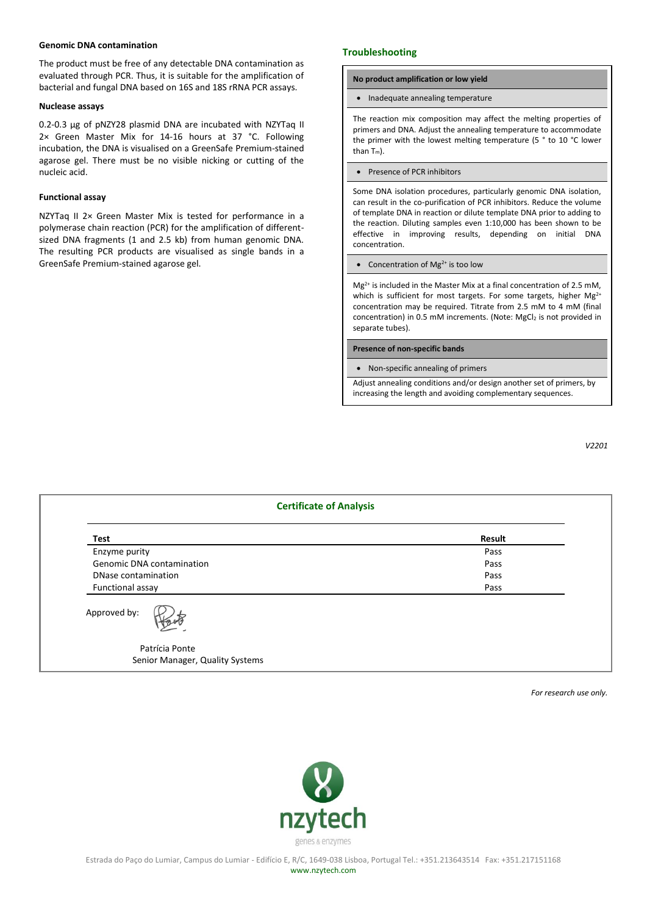#### Genomic DNA contamination

The product must be free of any detectable DNA contamination as evaluated through PCR. Thus, it is suitable for the amplification of bacterial and fungal DNA based on 16S and 18S rRNA PCR assays.

#### Nuclease assays

0.2-0.3 µg of pNZY28 plasmid DNA are incubated with NZYTaq II 2× Green Master Mix for 14-16 hours at 37 °C. Following incubation, the DNA is visualised on a GreenSafe Premium-stained agarose gel. There must be no visible nicking or cutting of the nucleic acid.

#### Functional assay

NZYTaq II 2× Green Master Mix is tested for performance in a polymerase chain reaction (PCR) for the amplification of different-sized DNA fragments (1 and 2.5 kb) from human genomic DNA. The resulting PCR products are visualised as single bands in a GreenSafe Premium-stained agarose gel.

## Troubleshooting

**No product amplification or low yield**

- Inadequate annealing temperature

The reaction mix composition may affect the melting properties of primers and DNA. Adjust the annealing temperature to accommodate the primer with the lowest melting temperature (5 ° to 10 °C lower than $T_m$).

- Presence of PCR inhibitors

Some DNA isolation procedures, particularly genomic DNA isolation, can result in the co-purification of PCR inhibitors. Reduce the volume of template DNA in reaction or dilute template DNA prior to adding to the reaction. Diluting samples even 1:10,000 has been shown to be effective in improving results, depending on initial DNA concentration.

- Concentration of $Mg^{2+}$ is too low

$Mg^{2+}$ is included in the Master Mix at a final concentration of 2.5 mM, which is sufficient for most targets. For some targets, higher $Mg^{2+}$ concentration may be required. Titrate from 2.5 mM to 4 mM (final concentration) in 0.5 mM increments. (Note: $MgCl_2$ is not provided in separate tubes).

**Presence of non-specific bands**

- Non-specific annealing of primers

Adjust annealing conditions and/or design another set of primers, by increasing the length and avoiding complementary sequences.

*V2201*

### Certificate of Analysis

| Test | Result |
|---|---|
| Enzyme purity | Pass |
| Genomic DNA contamination | Pass |
| DNase contamination | Pass |
| Functional assay | Pass |

Approved by:

Patrícia Ponte
Senior Manager, Quality Systems

*For research use only.*

nzytech
genes & enzymes

Estrada do Paço do Lumiar, Campus do Lumiar - Edifício E, R/C, 1649-038 Lisboa, Portugal Tel.: +351.213643514 Fax: +351.217151168
www.nzytech.com